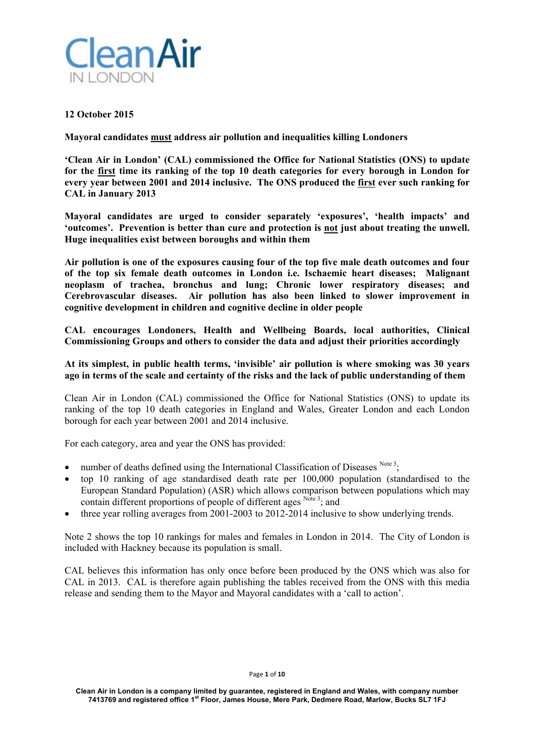Clean Air IN LONDON

**12 October 2015**

**Mayoral candidates <u>must</u> address air pollution and inequalities killing Londoners**

**'Clean Air in London' (CAL) commissioned the Office for National Statistics (ONS) to update for the <u>first</u> time its ranking of the top 10 death categories for every borough in London for every year between 2001 and 2014 inclusive. The ONS produced the <u>first</u> ever such ranking for CAL in January 2013**

**Mayoral candidates are urged to consider separately 'exposures', 'health impacts' and 'outcomes'. Prevention is better than cure and protection is <u>not</u> just about treating the unwell. Huge inequalities exist between boroughs and within them**

**Air pollution is one of the exposures causing four of the top five male death outcomes and four of the top six female death outcomes in London i.e. Ischaemic heart diseases; Malignant neoplasm of trachea, bronchus and lung; Chronic lower respiratory diseases; and Cerebrovascular diseases. Air pollution has also been linked to slower improvement in cognitive development in children and cognitive decline in older people**

**CAL encourages Londoners, Health and Wellbeing Boards, local authorities, Clinical Commissioning Groups and others to consider the data and adjust their priorities accordingly**

**At its simplest, in public health terms, 'invisible' air pollution is where smoking was 30 years ago in terms of the scale and certainty of the risks and the lack of public understanding of them**

Clean Air in London (CAL) commissioned the Office for National Statistics (ONS) to update its ranking of the top 10 death categories in England and Wales, Greater London and each London borough for each year between 2001 and 2014 inclusive.

For each category, area and year the ONS has provided:

- number of deaths defined using the International Classification of Diseases [Note 3];
- top 10 ranking of age standardised death rate per 100,000 population (standardised to the European Standard Population) (ASR) which allows comparison between populations which may contain different proportions of people of different ages [Note 3]; and
- three year rolling averages from 2001-2003 to 2012-2014 inclusive to show underlying trends.

Note 2 shows the top 10 rankings for males and females in London in 2014. The City of London is included with Hackney because its population is small.

CAL believes this information has only once before been produced by the ONS which was also for CAL in 2013. CAL is therefore again publishing the tables received from the ONS with this media release and sending them to the Mayor and Mayoral candidates with a 'call to action'.

Clean Air in London is a company limited by guarantee, registered in England and Wales, with company number 7413769 and registered office 1st Floor, James House, Mere Park, Dedmere Road, Marlow, Bucks SL7 1FJ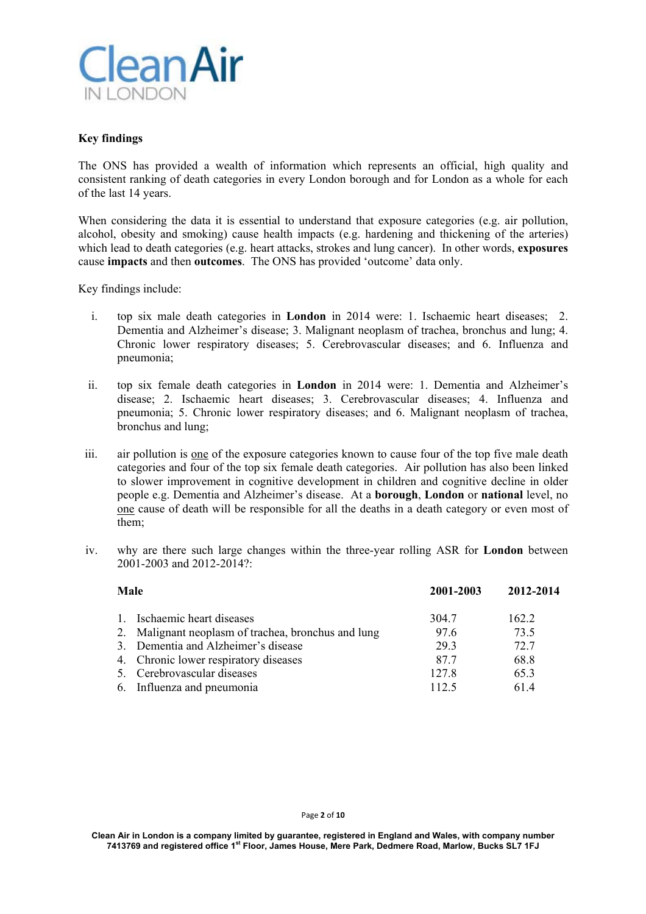## Key findings

The ONS has provided a wealth of information which represents an official, high quality and consistent ranking of death categories in every London borough and for London as a whole for each of the last 14 years.

When considering the data it is essential to understand that exposure categories (e.g. air pollution, alcohol, obesity and smoking) cause health impacts (e.g. hardening and thickening of the arteries) which lead to death categories (e.g. heart attacks, strokes and lung cancer). In other words, **exposures** cause **impacts** and then **outcomes**. The ONS has provided 'outcome' data only.

Key findings include:

i. top six male death categories in **London** in 2014 were: 1. Ischaemic heart diseases; 2. Dementia and Alzheimer's disease; 3. Malignant neoplasm of trachea, bronchus and lung; 4. Chronic lower respiratory diseases; 5. Cerebrovascular diseases; and 6. Influenza and pneumonia;

ii. top six female death categories in **London** in 2014 were: 1. Dementia and Alzheimer's disease; 2. Ischaemic heart diseases; 3. Cerebrovascular diseases; 4. Influenza and pneumonia; 5. Chronic lower respiratory diseases; and 6. Malignant neoplasm of trachea, bronchus and lung;

iii. air pollution is one of the exposure categories known to cause four of the top five male death categories and four of the top six female death categories. Air pollution has also been linked to slower improvement in cognitive development in children and cognitive decline in older people e.g. Dementia and Alzheimer's disease. At a **borough**, **London** or **national** level, no one cause of death will be responsible for all the deaths in a death category or even most of them;

iv. why are there such large changes within the three-year rolling ASR for **London** between 2001-2003 and 2012-2014?:

| **Male** | **2001-2003** | **2012-2014** |
|---|---|---|
| 1. Ischaemic heart diseases | 304.7 | 162.2 |
| 2. Malignant neoplasm of trachea, bronchus and lung | 97.6 | 73.5 |
| 3. Dementia and Alzheimer's disease | 29.3 | 72.7 |
| 4. Chronic lower respiratory diseases | 87.7 | 68.8 |
| 5. Cerebrovascular diseases | 127.8 | 65.3 |
| 6. Influenza and pneumonia | 112.5 | 61.4 |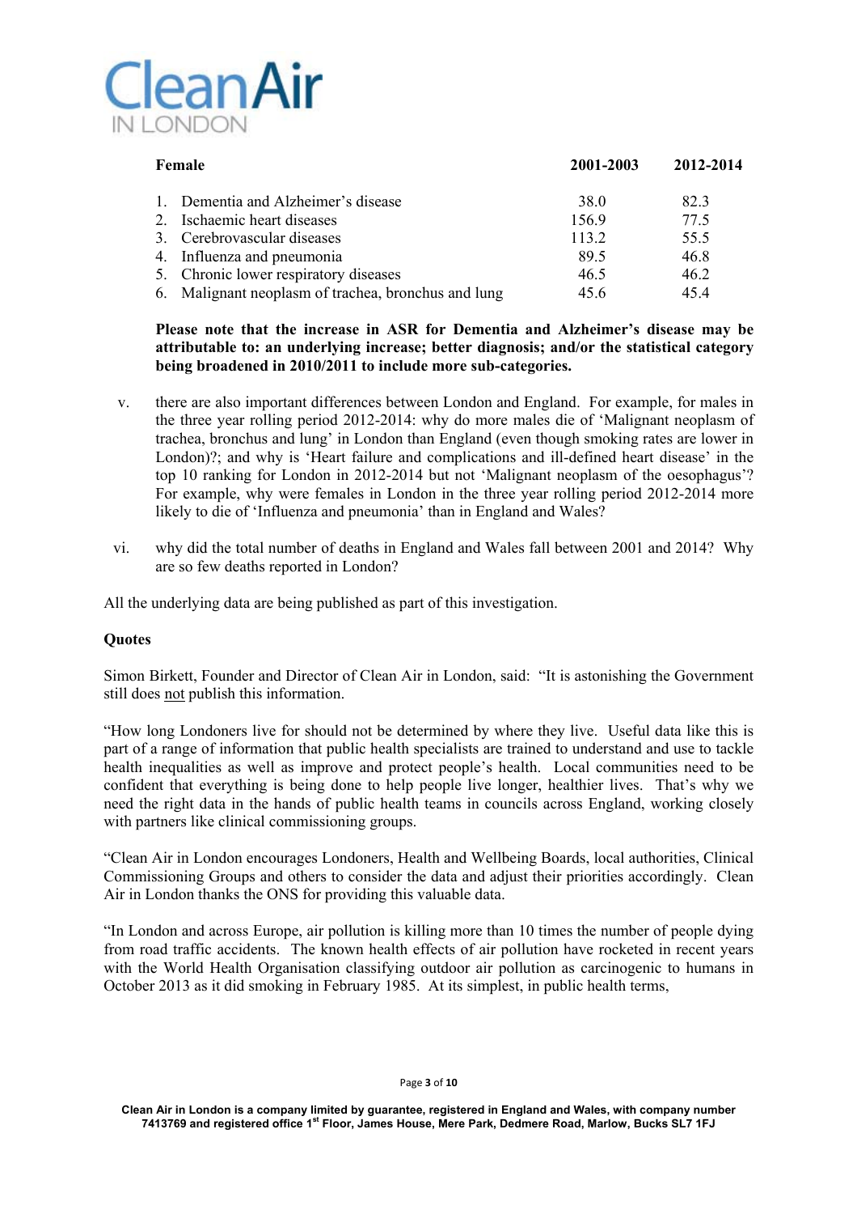| Female | 2001-2003 | 2012-2014 |
|---|---|---|
| 1. Dementia and Alzheimer's disease | 38.0 | 82.3 |
| 2. Ischaemic heart diseases | 156.9 | 77.5 |
| 3. Cerebrovascular diseases | 113.2 | 55.5 |
| 4. Influenza and pneumonia | 89.5 | 46.8 |
| 5. Chronic lower respiratory diseases | 46.5 | 46.2 |
| 6. Malignant neoplasm of trachea, bronchus and lung | 45.6 | 45.4 |

**Please note that the increase in ASR for Dementia and Alzheimer's disease may be attributable to: an underlying increase; better diagnosis; and/or the statistical category being broadened in 2010/2011 to include more sub-categories.**

v. there are also important differences between London and England. For example, for males in the three year rolling period 2012-2014: why do more males die of 'Malignant neoplasm of trachea, bronchus and lung' in London than England (even though smoking rates are lower in London)?; and why is 'Heart failure and complications and ill-defined heart disease' in the top 10 ranking for London in 2012-2014 but not 'Malignant neoplasm of the oesophagus'? For example, why were females in London in the three year rolling period 2012-2014 more likely to die of 'Influenza and pneumonia' than in England and Wales?

vi. why did the total number of deaths in England and Wales fall between 2001 and 2014? Why are so few deaths reported in London?

All the underlying data are being published as part of this investigation.

**Quotes**

Simon Birkett, Founder and Director of Clean Air in London, said: "It is astonishing the Government still does not publish this information.

"How long Londoners live for should not be determined by where they live. Useful data like this is part of a range of information that public health specialists are trained to understand and use to tackle health inequalities as well as improve and protect people's health. Local communities need to be confident that everything is being done to help people live longer, healthier lives. That's why we need the right data in the hands of public health teams in councils across England, working closely with partners like clinical commissioning groups.

"Clean Air in London encourages Londoners, Health and Wellbeing Boards, local authorities, Clinical Commissioning Groups and others to consider the data and adjust their priorities accordingly. Clean Air in London thanks the ONS for providing this valuable data.

"In London and across Europe, air pollution is killing more than 10 times the number of people dying from road traffic accidents. The known health effects of air pollution have rocketed in recent years with the World Health Organisation classifying outdoor air pollution as carcinogenic to humans in October 2013 as it did smoking in February 1985. At its simplest, in public health terms,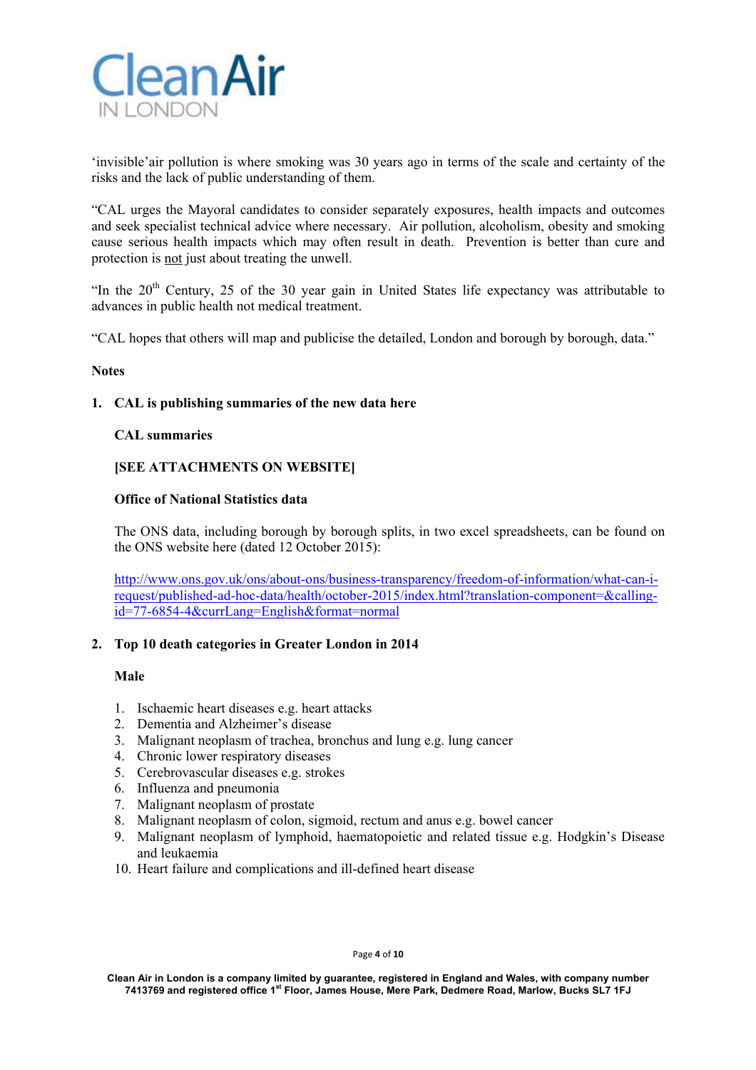'invisible'air pollution is where smoking was 30 years ago in terms of the scale and certainty of the risks and the lack of public understanding of them.

"CAL urges the Mayoral candidates to consider separately exposures, health impacts and outcomes and seek specialist technical advice where necessary. Air pollution, alcoholism, obesity and smoking cause serious health impacts which may often result in death. Prevention is better than cure and protection is not just about treating the unwell.

"In the 20th Century, 25 of the 30 year gain in United States life expectancy was attributable to advances in public health not medical treatment.

"CAL hopes that others will map and publicise the detailed, London and borough by borough, data."

**Notes**

1. **CAL is publishing summaries of the new data here**

   **CAL summaries**

   **[SEE ATTACHMENTS ON WEBSITE]**

   **Office of National Statistics data**

   The ONS data, including borough by borough splits, in two excel spreadsheets, can be found on the ONS website here (dated 12 October 2015):

   http://www.ons.gov.uk/ons/about-ons/business-transparency/freedom-of-information/what-can-i-request/published-ad-hoc-data/health/october-2015/index.html?translation-component=&calling-id=77-6854-4&currLang=English&format=normal

2. **Top 10 death categories in Greater London in 2014**

   **Male**

   1. Ischaemic heart diseases e.g. heart attacks
   2. Dementia and Alzheimer's disease
   3. Malignant neoplasm of trachea, bronchus and lung e.g. lung cancer
   4. Chronic lower respiratory diseases
   5. Cerebrovascular diseases e.g. strokes
   6. Influenza and pneumonia
   7. Malignant neoplasm of prostate
   8. Malignant neoplasm of colon, sigmoid, rectum and anus e.g. bowel cancer
   9. Malignant neoplasm of lymphoid, haematopoietic and related tissue e.g. Hodgkin's Disease and leukaemia
   10. Heart failure and complications and ill-defined heart disease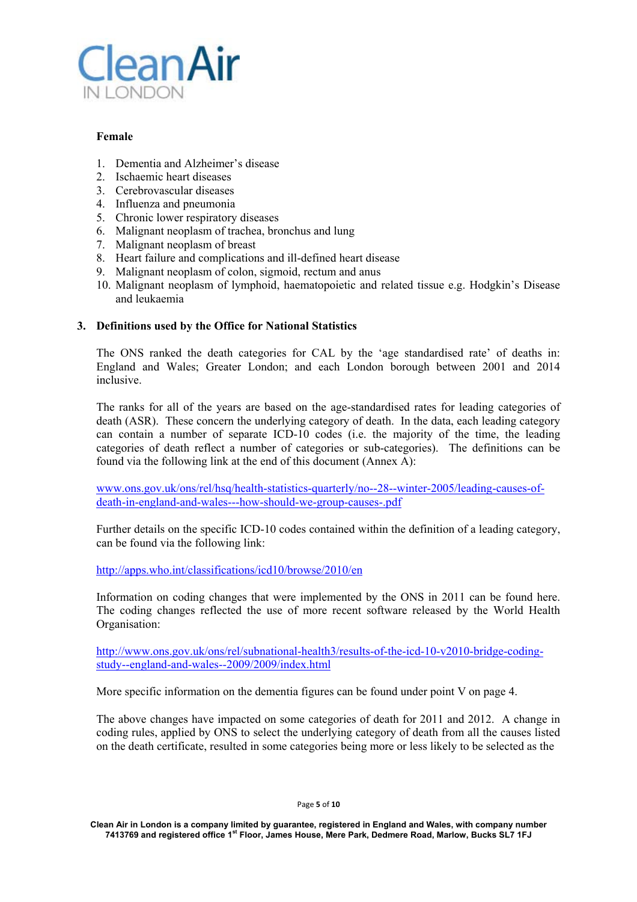**Female**

1. Dementia and Alzheimer's disease
2. Ischaemic heart diseases
3. Cerebrovascular diseases
4. Influenza and pneumonia
5. Chronic lower respiratory diseases
6. Malignant neoplasm of trachea, bronchus and lung
7. Malignant neoplasm of breast
8. Heart failure and complications and ill-defined heart disease
9. Malignant neoplasm of colon, sigmoid, rectum and anus
10. Malignant neoplasm of lymphoid, haematopoietic and related tissue e.g. Hodgkin's Disease and leukaemia

## 3. Definitions used by the Office for National Statistics

The ONS ranked the death categories for CAL by the 'age standardised rate' of deaths in: England and Wales; Greater London; and each London borough between 2001 and 2014 inclusive.

The ranks for all of the years are based on the age-standardised rates for leading categories of death (ASR). These concern the underlying category of death. In the data, each leading category can contain a number of separate ICD-10 codes (i.e. the majority of the time, the leading categories of death reflect a number of categories or sub-categories). The definitions can be found via the following link at the end of this document (Annex A):

www.ons.gov.uk/ons/rel/hsq/health-statistics-quarterly/no--28--winter-2005/leading-causes-of-death-in-england-and-wales---how-should-we-group-causes-.pdf

Further details on the specific ICD-10 codes contained within the definition of a leading category, can be found via the following link:

http://apps.who.int/classifications/icd10/browse/2010/en

Information on coding changes that were implemented by the ONS in 2011 can be found here. The coding changes reflected the use of more recent software released by the World Health Organisation:

http://www.ons.gov.uk/ons/rel/subnational-health3/results-of-the-icd-10-v2010-bridge-coding-study--england-and-wales--2009/2009/index.html

More specific information on the dementia figures can be found under point V on page 4.

The above changes have impacted on some categories of death for 2011 and 2012. A change in coding rules, applied by ONS to select the underlying category of death from all the causes listed on the death certificate, resulted in some categories being more or less likely to be selected as the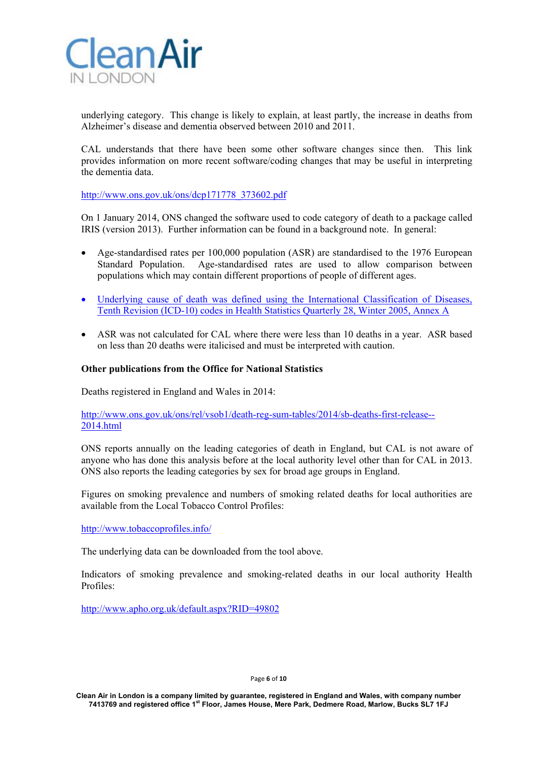underlying category. This change is likely to explain, at least partly, the increase in deaths from Alzheimer's disease and dementia observed between 2010 and 2011.

CAL understands that there have been some other software changes since then. This link provides information on more recent software/coding changes that may be useful in interpreting the dementia data.

http://www.ons.gov.uk/ons/dcp171778_373602.pdf

On 1 January 2014, ONS changed the software used to code category of death to a package called IRIS (version 2013). Further information can be found in a background note. In general:

- Age-standardised rates per 100,000 population (ASR) are standardised to the 1976 European Standard Population. Age-standardised rates are used to allow comparison between populations which may contain different proportions of people of different ages.
- Underlying cause of death was defined using the International Classification of Diseases, Tenth Revision (ICD-10) codes in Health Statistics Quarterly 28, Winter 2005, Annex A
- ASR was not calculated for CAL where there were less than 10 deaths in a year. ASR based on less than 20 deaths were italicised and must be interpreted with caution.

**Other publications from the Office for National Statistics**

Deaths registered in England and Wales in 2014:

http://www.ons.gov.uk/ons/rel/vsob1/death-reg-sum-tables/2014/sb-deaths-first-release--2014.html

ONS reports annually on the leading categories of death in England, but CAL is not aware of anyone who has done this analysis before at the local authority level other than for CAL in 2013. ONS also reports the leading categories by sex for broad age groups in England.

Figures on smoking prevalence and numbers of smoking related deaths for local authorities are available from the Local Tobacco Control Profiles:

http://www.tobaccoprofiles.info/

The underlying data can be downloaded from the tool above.

Indicators of smoking prevalence and smoking-related deaths in our local authority Health Profiles:

http://www.apho.org.uk/default.aspx?RID=49802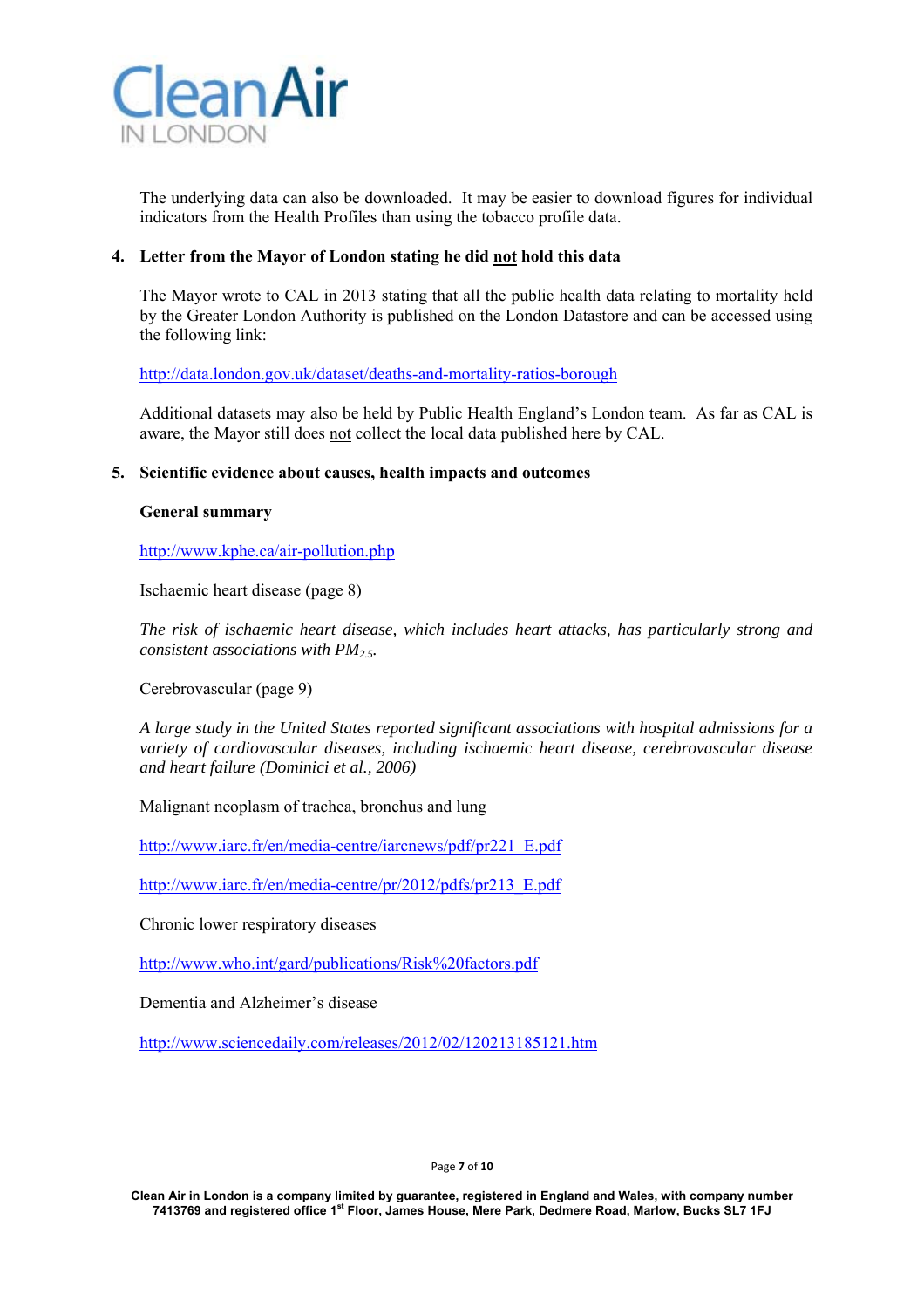The underlying data can also be downloaded. It may be easier to download figures for individual indicators from the Health Profiles than using the tobacco profile data.

## 4. Letter from the Mayor of London stating he did not hold this data

The Mayor wrote to CAL in 2013 stating that all the public health data relating to mortality held by the Greater London Authority is published on the London Datastore and can be accessed using the following link:

http://data.london.gov.uk/dataset/deaths-and-mortality-ratios-borough

Additional datasets may also be held by Public Health England's London team. As far as CAL is aware, the Mayor still does not collect the local data published here by CAL.

## 5. Scientific evidence about causes, health impacts and outcomes

### General summary

http://www.kphe.ca/air-pollution.php

Ischaemic heart disease (page 8)

*The risk of ischaemic heart disease, which includes heart attacks, has particularly strong and consistent associations with* $PM_{2.5}$.

Cerebrovascular (page 9)

*A large study in the United States reported significant associations with hospital admissions for a variety of cardiovascular diseases, including ischaemic heart disease, cerebrovascular disease and heart failure (Dominici et al., 2006)*

Malignant neoplasm of trachea, bronchus and lung

http://www.iarc.fr/en/media-centre/iarcnews/pdf/pr221_E.pdf

http://www.iarc.fr/en/media-centre/pr/2012/pdfs/pr213_E.pdf

Chronic lower respiratory diseases

http://www.who.int/gard/publications/Risk%20factors.pdf

Dementia and Alzheimer's disease

http://www.sciencedaily.com/releases/2012/02/120213185121.htm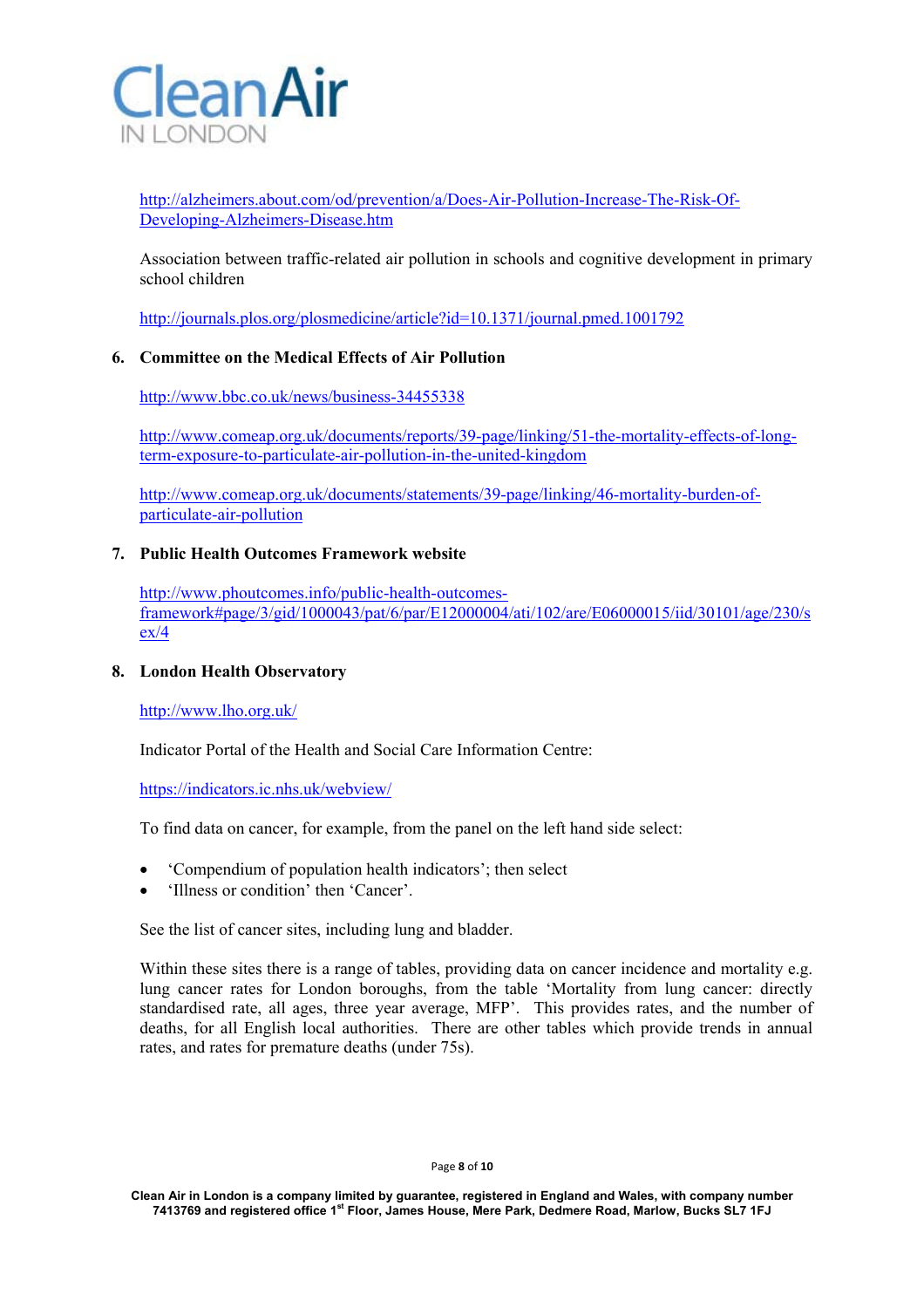http://alzheimers.about.com/od/prevention/a/Does-Air-Pollution-Increase-The-Risk-Of-Developing-Alzheimers-Disease.htm

Association between traffic-related air pollution in schools and cognitive development in primary school children

http://journals.plos.org/plosmedicine/article?id=10.1371/journal.pmed.1001792

6. **Committee on the Medical Effects of Air Pollution**

   http://www.bbc.co.uk/news/business-34455338

   http://www.comeap.org.uk/documents/reports/39-page/linking/51-the-mortality-effects-of-long-term-exposure-to-particulate-air-pollution-in-the-united-kingdom

   http://www.comeap.org.uk/documents/statements/39-page/linking/46-mortality-burden-of-particulate-air-pollution

7. **Public Health Outcomes Framework website**

   http://www.phoutcomes.info/public-health-outcomes-framework#page/3/gid/1000043/pat/6/par/E12000004/ati/102/are/E06000015/iid/30101/age/230/sex/4

8. **London Health Observatory**

   http://www.lho.org.uk/

   Indicator Portal of the Health and Social Care Information Centre:

   https://indicators.ic.nhs.uk/webview/

   To find data on cancer, for example, from the panel on the left hand side select:

   - 'Compendium of population health indicators'; then select
   - 'Illness or condition' then 'Cancer'.

   See the list of cancer sites, including lung and bladder.

   Within these sites there is a range of tables, providing data on cancer incidence and mortality e.g. lung cancer rates for London boroughs, from the table 'Mortality from lung cancer: directly standardised rate, all ages, three year average, MFP'. This provides rates, and the number of deaths, for all English local authorities. There are other tables which provide trends in annual rates, and rates for premature deaths (under 75s).

Clean Air in London is a company limited by guarantee, registered in England and Wales, with company number 7413769 and registered office 1st Floor, James House, Mere Park, Dedmere Road, Marlow, Bucks SL7 1FJ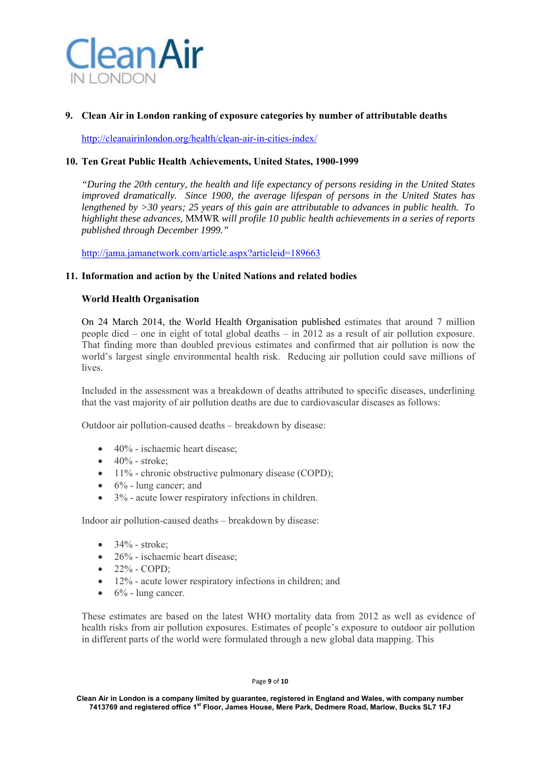**9. Clean Air in London ranking of exposure categories by number of attributable deaths**

http://cleanairinlondon.org/health/clean-air-in-cities-index/

**10. Ten Great Public Health Achievements, United States, 1900-1999**

*"During the 20th century, the health and life expectancy of persons residing in the United States improved dramatically. Since 1900, the average lifespan of persons in the United States has lengthened by >30 years; 25 years of this gain are attributable to advances in public health. To highlight these advances,* MMWR *will profile 10 public health achievements in a series of reports published through December 1999."*

http://jama.jamanetwork.com/article.aspx?articleid=189663

**11. Information and action by the United Nations and related bodies**

**World Health Organisation**

On 24 March 2014, the World Health Organisation published estimates that around 7 million people died – one in eight of total global deaths – in 2012 as a result of air pollution exposure. That finding more than doubled previous estimates and confirmed that air pollution is now the world's largest single environmental health risk. Reducing air pollution could save millions of lives.

Included in the assessment was a breakdown of deaths attributed to specific diseases, underlining that the vast majority of air pollution deaths are due to cardiovascular diseases as follows:

Outdoor air pollution-caused deaths – breakdown by disease:

- 40% - ischaemic heart disease;
- 40% - stroke;
- 11% - chronic obstructive pulmonary disease (COPD);
- 6% - lung cancer; and
- 3% - acute lower respiratory infections in children.

Indoor air pollution-caused deaths – breakdown by disease:

- 34% - stroke;
- 26% - ischaemic heart disease;
- 22% - COPD;
- 12% - acute lower respiratory infections in children; and
- 6% - lung cancer.

These estimates are based on the latest WHO mortality data from 2012 as well as evidence of health risks from air pollution exposures. Estimates of people's exposure to outdoor air pollution in different parts of the world were formulated through a new global data mapping. This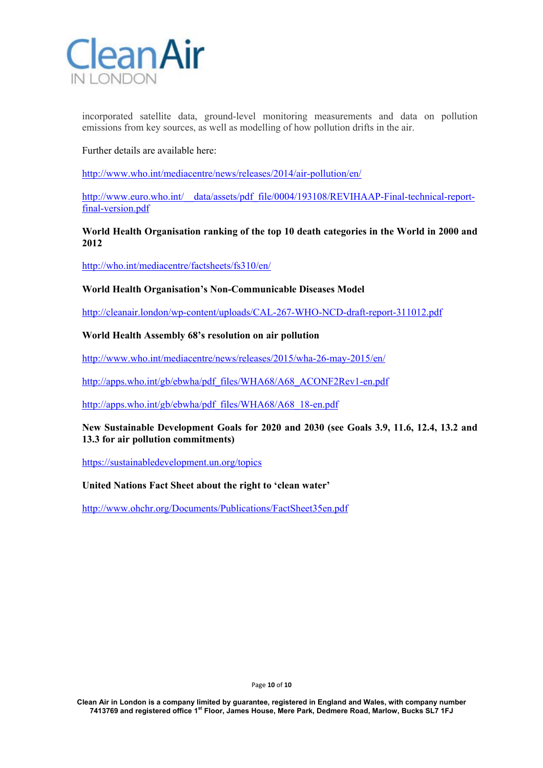incorporated satellite data, ground-level monitoring measurements and data on pollution emissions from key sources, as well as modelling of how pollution drifts in the air.

Further details are available here:

http://www.who.int/mediacentre/news/releases/2014/air-pollution/en/

http://www.euro.who.int/__data/assets/pdf_file/0004/193108/REVIHAAP-Final-technical-report-final-version.pdf

**World Health Organisation ranking of the top 10 death categories in the World in 2000 and 2012**

http://who.int/mediacentre/factsheets/fs310/en/

**World Health Organisation's Non-Communicable Diseases Model**

http://cleanair.london/wp-content/uploads/CAL-267-WHO-NCD-draft-report-311012.pdf

**World Health Assembly 68's resolution on air pollution**

http://www.who.int/mediacentre/news/releases/2015/wha-26-may-2015/en/

http://apps.who.int/gb/ebwha/pdf_files/WHA68/A68_ACONF2Rev1-en.pdf

http://apps.who.int/gb/ebwha/pdf_files/WHA68/A68_18-en.pdf

**New Sustainable Development Goals for 2020 and 2030 (see Goals 3.9, 11.6, 12.4, 13.2 and 13.3 for air pollution commitments)**

https://sustainabledevelopment.un.org/topics

**United Nations Fact Sheet about the right to 'clean water'**

http://www.ohchr.org/Documents/Publications/FactSheet35en.pdf